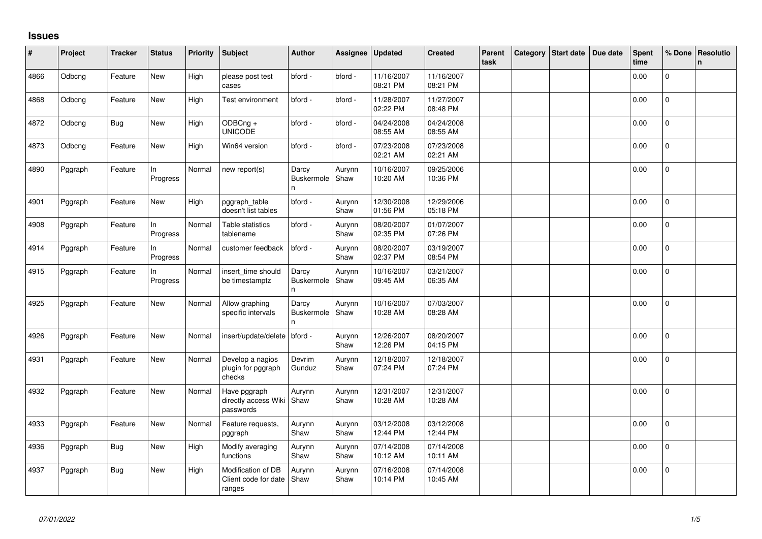## Issues

| # | Project | Tracker | Status | Priority | Subject | Author | Assignee | Updated | Created | Parent task | Category | Start date | Due date | Spent time | % Done | Resolution |
|---|---|---|---|---|---|---|---|---|---|---|---|---|---|---|---|---|
| 4866 | Odbcng | Feature | New | High | please post test cases | bford - | bford - | 11/16/2007 08:21 PM | 11/16/2007 08:21 PM | | | | | 0.00 | 0 | |
| 4868 | Odbcng | Feature | New | High | Test environment | bford - | bford - | 11/28/2007 02:22 PM | 11/27/2007 08:48 PM | | | | | 0.00 | 0 | |
| 4872 | Odbcng | Bug | New | High | ODBCng + UNICODE | bford - | bford - | 04/24/2008 08:55 AM | 04/24/2008 08:55 AM | | | | | 0.00 | 0 | |
| 4873 | Odbcng | Feature | New | High | Win64 version | bford - | bford - | 07/23/2008 02:21 AM | 07/23/2008 02:21 AM | | | | | 0.00 | 0 | |
| 4890 | Pggraph | Feature | In Progress | Normal | new report(s) | Darcy Buskermolen | Aurynn Shaw | 10/16/2007 10:20 AM | 09/25/2006 10:36 PM | | | | | 0.00 | 0 | |
| 4901 | Pggraph | Feature | New | High | pggraph_table doesn't list tables | bford - | Aurynn Shaw | 12/30/2008 01:56 PM | 12/29/2006 05:18 PM | | | | | 0.00 | 0 | |
| 4908 | Pggraph | Feature | In Progress | Normal | Table statistics tablename | bford - | Aurynn Shaw | 08/20/2007 02:35 PM | 01/07/2007 07:26 PM | | | | | 0.00 | 0 | |
| 4914 | Pggraph | Feature | In Progress | Normal | customer feedback | bford - | Aurynn Shaw | 08/20/2007 02:37 PM | 03/19/2007 08:54 PM | | | | | 0.00 | 0 | |
| 4915 | Pggraph | Feature | In Progress | Normal | insert_time should be timestamptz | Darcy Buskermolen | Aurynn Shaw | 10/16/2007 09:45 AM | 03/21/2007 06:35 AM | | | | | 0.00 | 0 | |
| 4925 | Pggraph | Feature | New | Normal | Allow graphing specific intervals | Darcy Buskermolen | Aurynn Shaw | 10/16/2007 10:28 AM | 07/03/2007 08:28 AM | | | | | 0.00 | 0 | |
| 4926 | Pggraph | Feature | New | Normal | insert/update/delete | bford - | Aurynn Shaw | 12/26/2007 12:26 PM | 08/20/2007 04:15 PM | | | | | 0.00 | 0 | |
| 4931 | Pggraph | Feature | New | Normal | Develop a nagios plugin for pggraph checks | Devrim Gunduz | Aurynn Shaw | 12/18/2007 07:24 PM | 12/18/2007 07:24 PM | | | | | 0.00 | 0 | |
| 4932 | Pggraph | Feature | New | Normal | Have pggraph directly access Wiki passwords | Aurynn Shaw | Aurynn Shaw | 12/31/2007 10:28 AM | 12/31/2007 10:28 AM | | | | | 0.00 | 0 | |
| 4933 | Pggraph | Feature | New | Normal | Feature requests, pggraph | Aurynn Shaw | Aurynn Shaw | 03/12/2008 12:44 PM | 03/12/2008 12:44 PM | | | | | 0.00 | 0 | |
| 4936 | Pggraph | Bug | New | High | Modify averaging functions | Aurynn Shaw | Aurynn Shaw | 07/14/2008 10:12 AM | 07/14/2008 10:11 AM | | | | | 0.00 | 0 | |
| 4937 | Pggraph | Bug | New | High | Modification of DB Client code for date ranges | Aurynn Shaw | Aurynn Shaw | 07/16/2008 10:14 PM | 07/14/2008 10:45 AM | | | | | 0.00 | 0 | |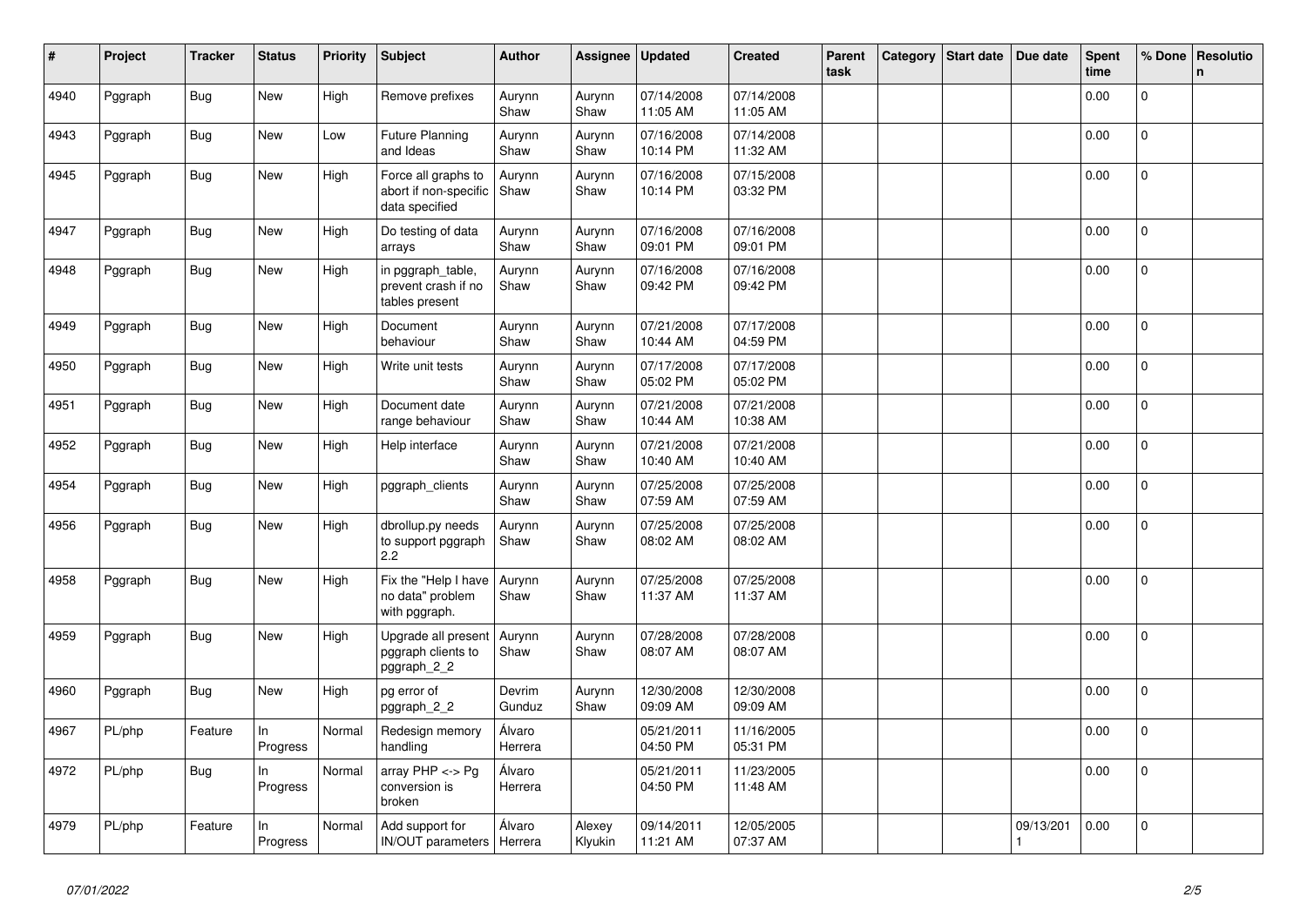| # | Project | Tracker | Status | Priority | Subject | Author | Assignee | Updated | Created | Parent task | Category | Start date | Due date | Spent time | % Done | Resolution |
|---|---|---|---|---|---|---|---|---|---|---|---|---|---|---|---|---|
| 4940 | Pggraph | Bug | New | High | Remove prefixes | Aurynn Shaw | Aurynn Shaw | 07/14/2008 11:05 AM | 07/14/2008 11:05 AM | | | | | 0.00 | 0 | |
| 4943 | Pggraph | Bug | New | Low | Future Planning and Ideas | Aurynn Shaw | Aurynn Shaw | 07/16/2008 10:14 PM | 07/14/2008 11:32 AM | | | | | 0.00 | 0 | |
| 4945 | Pggraph | Bug | New | High | Force all graphs to abort if non-specific data specified | Aurynn Shaw | Aurynn Shaw | 07/16/2008 10:14 PM | 07/15/2008 03:32 PM | | | | | 0.00 | 0 | |
| 4947 | Pggraph | Bug | New | High | Do testing of data arrays | Aurynn Shaw | Aurynn Shaw | 07/16/2008 09:01 PM | 07/16/2008 09:01 PM | | | | | 0.00 | 0 | |
| 4948 | Pggraph | Bug | New | High | in pggraph_table, prevent crash if no tables present | Aurynn Shaw | Aurynn Shaw | 07/16/2008 09:42 PM | 07/16/2008 09:42 PM | | | | | 0.00 | 0 | |
| 4949 | Pggraph | Bug | New | High | Document behaviour | Aurynn Shaw | Aurynn Shaw | 07/21/2008 10:44 AM | 07/17/2008 04:59 PM | | | | | 0.00 | 0 | |
| 4950 | Pggraph | Bug | New | High | Write unit tests | Aurynn Shaw | Aurynn Shaw | 07/17/2008 05:02 PM | 07/17/2008 05:02 PM | | | | | 0.00 | 0 | |
| 4951 | Pggraph | Bug | New | High | Document date range behaviour | Aurynn Shaw | Aurynn Shaw | 07/21/2008 10:44 AM | 07/21/2008 10:38 AM | | | | | 0.00 | 0 | |
| 4952 | Pggraph | Bug | New | High | Help interface | Aurynn Shaw | Aurynn Shaw | 07/21/2008 10:40 AM | 07/21/2008 10:40 AM | | | | | 0.00 | 0 | |
| 4954 | Pggraph | Bug | New | High | pggraph_clients | Aurynn Shaw | Aurynn Shaw | 07/25/2008 07:59 AM | 07/25/2008 07:59 AM | | | | | 0.00 | 0 | |
| 4956 | Pggraph | Bug | New | High | dbrollup.py needs to support pggraph 2.2 | Aurynn Shaw | Aurynn Shaw | 07/25/2008 08:02 AM | 07/25/2008 08:02 AM | | | | | 0.00 | 0 | |
| 4958 | Pggraph | Bug | New | High | Fix the "Help I have no data" problem with pggraph. | Aurynn Shaw | Aurynn Shaw | 07/25/2008 11:37 AM | 07/25/2008 11:37 AM | | | | | 0.00 | 0 | |
| 4959 | Pggraph | Bug | New | High | Upgrade all present pggraph clients to pggraph_2_2 | Aurynn Shaw | Aurynn Shaw | 07/28/2008 08:07 AM | 07/28/2008 08:07 AM | | | | | 0.00 | 0 | |
| 4960 | Pggraph | Bug | New | High | pg error of pggraph_2_2 | Devrim Gunduz | Aurynn Shaw | 12/30/2008 09:09 AM | 12/30/2008 09:09 AM | | | | | 0.00 | 0 | |
| 4967 | PL/php | Feature | In Progress | Normal | Redesign memory handling | Álvaro Herrera | | 05/21/2011 04:50 PM | 11/16/2005 05:31 PM | | | | | 0.00 | 0 | |
| 4972 | PL/php | Bug | In Progress | Normal | array PHP <-> Pg conversion is broken | Álvaro Herrera | | 05/21/2011 04:50 PM | 11/23/2005 11:48 AM | | | | | 0.00 | 0 | |
| 4979 | PL/php | Feature | In Progress | Normal | Add support for IN/OUT parameters | Álvaro Herrera | Alexey Klyukin | 09/14/2011 11:21 AM | 12/05/2005 07:37 AM | | | | 09/13/2011 | 0.00 | 0 | |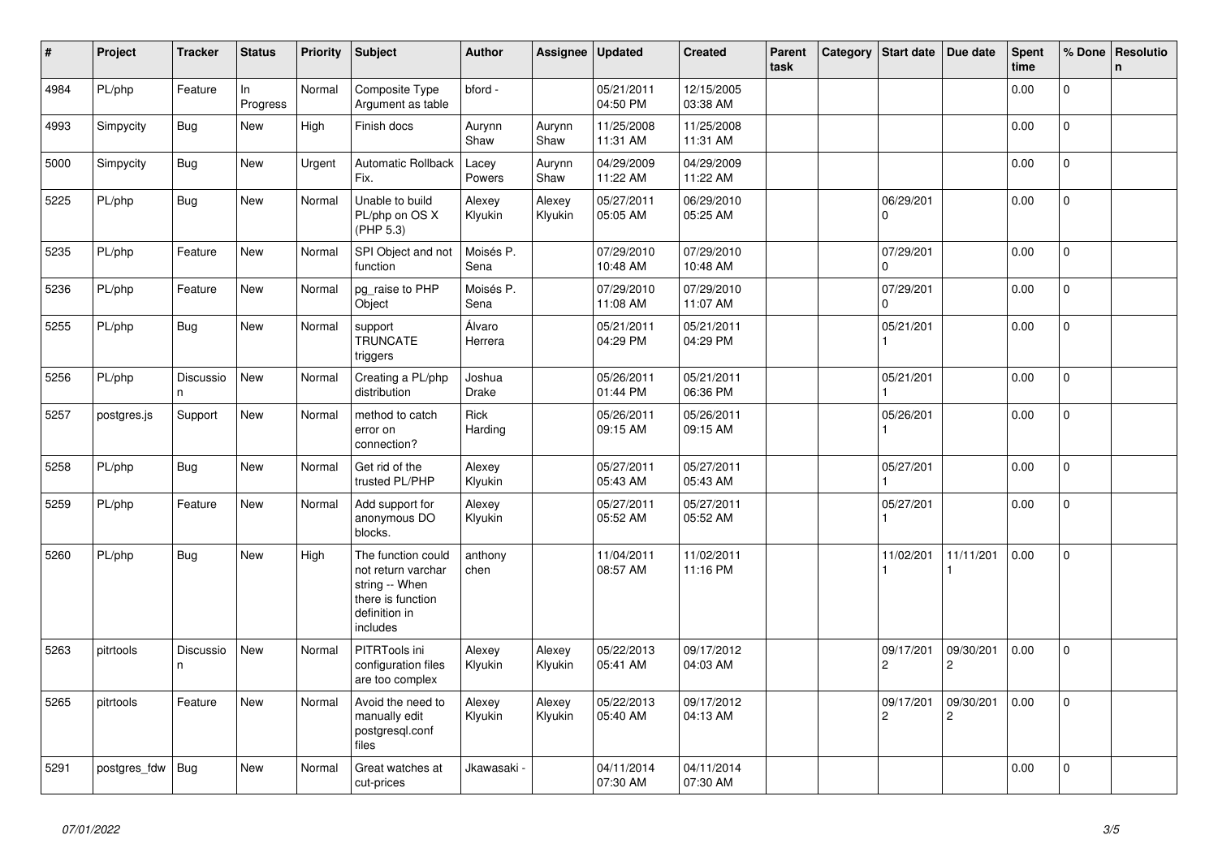| # | Project | Tracker | Status | Priority | Subject | Author | Assignee | Updated | Created | Parent task | Category | Start date | Due date | Spent time | % Done | Resolution |
|---|---|---|---|---|---|---|---|---|---|---|---|---|---|---|---|---|
| 4984 | PL/php | Feature | In Progress | Normal | Composite Type Argument as table | bford - | | 05/21/2011 04:50 PM | 12/15/2005 03:38 AM | | | | | 0.00 | 0 | |
| 4993 | Simpycity | Bug | New | High | Finish docs | Aurynn Shaw | Aurynn Shaw | 11/25/2008 11:31 AM | 11/25/2008 11:31 AM | | | | | 0.00 | 0 | |
| 5000 | Simpycity | Bug | New | Urgent | Automatic Rollback Fix. | Lacey Powers | Aurynn Shaw | 04/29/2009 11:22 AM | 04/29/2009 11:22 AM | | | | | 0.00 | 0 | |
| 5225 | PL/php | Bug | New | Normal | Unable to build PL/php on OS X (PHP 5.3) | Alexey Klyukin | Alexey Klyukin | 05/27/2011 05:05 AM | 06/29/2010 05:25 AM | | | 06/29/2010 | | 0.00 | 0 | |
| 5235 | PL/php | Feature | New | Normal | SPI Object and not function | Moisés P. Sena | | 07/29/2010 10:48 AM | 07/29/2010 10:48 AM | | | 07/29/2010 | | 0.00 | 0 | |
| 5236 | PL/php | Feature | New | Normal | pg_raise to PHP Object | Moisés P. Sena | | 07/29/2010 11:08 AM | 07/29/2010 11:07 AM | | | 07/29/2010 | | 0.00 | 0 | |
| 5255 | PL/php | Bug | New | Normal | support TRUNCATE triggers | Álvaro Herrera | | 05/21/2011 04:29 PM | 05/21/2011 04:29 PM | | | 05/21/2011 | | 0.00 | 0 | |
| 5256 | PL/php | Discussion | New | Normal | Creating a PL/php distribution | Joshua Drake | | 05/26/2011 01:44 PM | 05/21/2011 06:36 PM | | | 05/21/2011 | | 0.00 | 0 | |
| 5257 | postgres.js | Support | New | Normal | method to catch error on connection? | Rick Harding | | 05/26/2011 09:15 AM | 05/26/2011 09:15 AM | | | 05/26/2011 | | 0.00 | 0 | |
| 5258 | PL/php | Bug | New | Normal | Get rid of the trusted PL/PHP | Alexey Klyukin | | 05/27/2011 05:43 AM | 05/27/2011 05:43 AM | | | 05/27/2011 | | 0.00 | 0 | |
| 5259 | PL/php | Feature | New | Normal | Add support for anonymous DO blocks. | Alexey Klyukin | | 05/27/2011 05:52 AM | 05/27/2011 05:52 AM | | | 05/27/2011 | | 0.00 | 0 | |
| 5260 | PL/php | Bug | New | High | The function could not return varchar string -- When there is function definition in includes | anthony chen | | 11/04/2011 08:57 AM | 11/02/2011 11:16 PM | | | 11/02/2011 | 11/11/2011 | 0.00 | 0 | |
| 5263 | pitrtools | Discussion | New | Normal | PITRTools ini configuration files are too complex | Alexey Klyukin | Alexey Klyukin | 05/22/2013 05:41 AM | 09/17/2012 04:03 AM | | | 09/17/2012 | 09/30/2012 | 0.00 | 0 | |
| 5265 | pitrtools | Feature | New | Normal | Avoid the need to manually edit postgresql.conf files | Alexey Klyukin | Alexey Klyukin | 05/22/2013 05:40 AM | 09/17/2012 04:13 AM | | | 09/17/2012 | 09/30/2012 | 0.00 | 0 | |
| 5291 | postgres_fdw | Bug | New | Normal | Great watches at cut-prices | Jkawasaki - | | 04/11/2014 07:30 AM | 04/11/2014 07:30 AM | | | | | 0.00 | 0 | |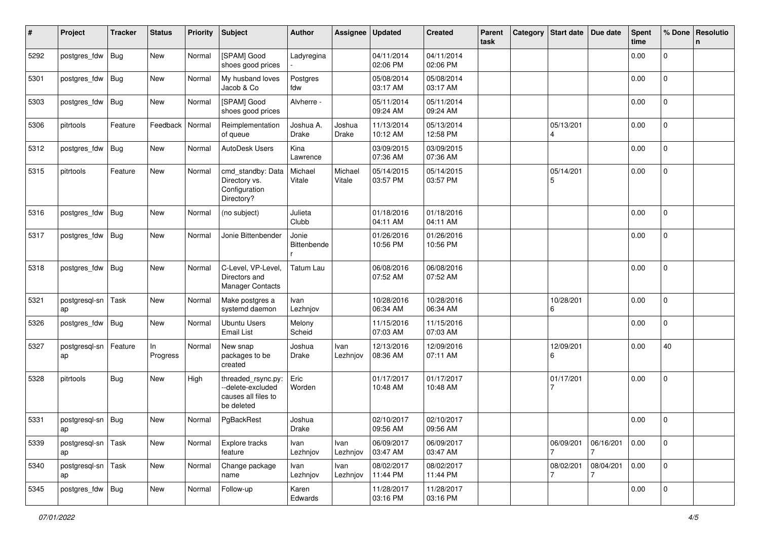| # | Project | Tracker | Status | Priority | Subject | Author | Assignee | Updated | Created | Parent task | Category | Start date | Due date | Spent time | % Done | Resolution |
|---|---|---|---|---|---|---|---|---|---|---|---|---|---|---|---|---|
| 5292 | postgres_fdw | Bug | New | Normal | [SPAM] Good shoes good prices | Ladyregina - | | 04/11/2014 02:06 PM | 04/11/2014 02:06 PM | | | | | 0.00 | 0 | |
| 5301 | postgres_fdw | Bug | New | Normal | My husband loves Jacob & Co | Postgres fdw | | 05/08/2014 03:17 AM | 05/08/2014 03:17 AM | | | | | 0.00 | 0 | |
| 5303 | postgres_fdw | Bug | New | Normal | [SPAM] Good shoes good prices | Alvherre - | | 05/11/2014 09:24 AM | 05/11/2014 09:24 AM | | | | | 0.00 | 0 | |
| 5306 | pitrtools | Feature | Feedback | Normal | Reimplementation of queue | Joshua A. Drake | Joshua Drake | 11/13/2014 10:12 AM | 05/13/2014 12:58 PM | | | 05/13/2014 | | 0.00 | 0 | |
| 5312 | postgres_fdw | Bug | New | Normal | AutoDesk Users | Kina Lawrence | | 03/09/2015 07:36 AM | 03/09/2015 07:36 AM | | | | | 0.00 | 0 | |
| 5315 | pitrtools | Feature | New | Normal | cmd_standby: Data Directory vs. Configuration Directory? | Michael Vitale | Michael Vitale | 05/14/2015 03:57 PM | 05/14/2015 03:57 PM | | | 05/14/2015 | | 0.00 | 0 | |
| 5316 | postgres_fdw | Bug | New | Normal | (no subject) | Julieta Clubb | | 01/18/2016 04:11 AM | 01/18/2016 04:11 AM | | | | | 0.00 | 0 | |
| 5317 | postgres_fdw | Bug | New | Normal | Jonie Bittenbender | Jonie Bittenbender | | 01/26/2016 10:56 PM | 01/26/2016 10:56 PM | | | | | 0.00 | 0 | |
| 5318 | postgres_fdw | Bug | New | Normal | C-Level, VP-Level, Directors and Manager Contacts | Tatum Lau | | 06/08/2016 07:52 AM | 06/08/2016 07:52 AM | | | | | 0.00 | 0 | |
| 5321 | postgresql-snap | Task | New | Normal | Make postgres a systemd daemon | Ivan Lezhnjov | | 10/28/2016 06:34 AM | 10/28/2016 06:34 AM | | | 10/28/2016 | | 0.00 | 0 | |
| 5326 | postgres_fdw | Bug | New | Normal | Ubuntu Users Email List | Melony Scheid | | 11/15/2016 07:03 AM | 11/15/2016 07:03 AM | | | | | 0.00 | 0 | |
| 5327 | postgresql-snap | Feature | In Progress | Normal | New snap packages to be created | Joshua Drake | Ivan Lezhnjov | 12/13/2016 08:36 AM | 12/09/2016 07:11 AM | | | 12/09/2016 | | 0.00 | 40 | |
| 5328 | pitrtools | Bug | New | High | threaded_rsync.py: --delete-excluded causes all files to be deleted | Eric Worden | | 01/17/2017 10:48 AM | 01/17/2017 10:48 AM | | | 01/17/2017 | | 0.00 | 0 | |
| 5331 | postgresql-snap | Bug | New | Normal | PgBackRest | Joshua Drake | | 02/10/2017 09:56 AM | 02/10/2017 09:56 AM | | | | | 0.00 | 0 | |
| 5339 | postgresql-snap | Task | New | Normal | Explore tracks feature | Ivan Lezhnjov | Ivan Lezhnjov | 06/09/2017 03:47 AM | 06/09/2017 03:47 AM | | | 06/09/2017 | 06/16/2017 | 0.00 | 0 | |
| 5340 | postgresql-snap | Task | New | Normal | Change package name | Ivan Lezhnjov | Ivan Lezhnjov | 08/02/2017 11:44 PM | 08/02/2017 11:44 PM | | | 08/02/2017 | 08/04/2017 | 0.00 | 0 | |
| 5345 | postgres_fdw | Bug | New | Normal | Follow-up | Karen Edwards | | 11/28/2017 03:16 PM | 11/28/2017 03:16 PM | | | | | 0.00 | 0 | |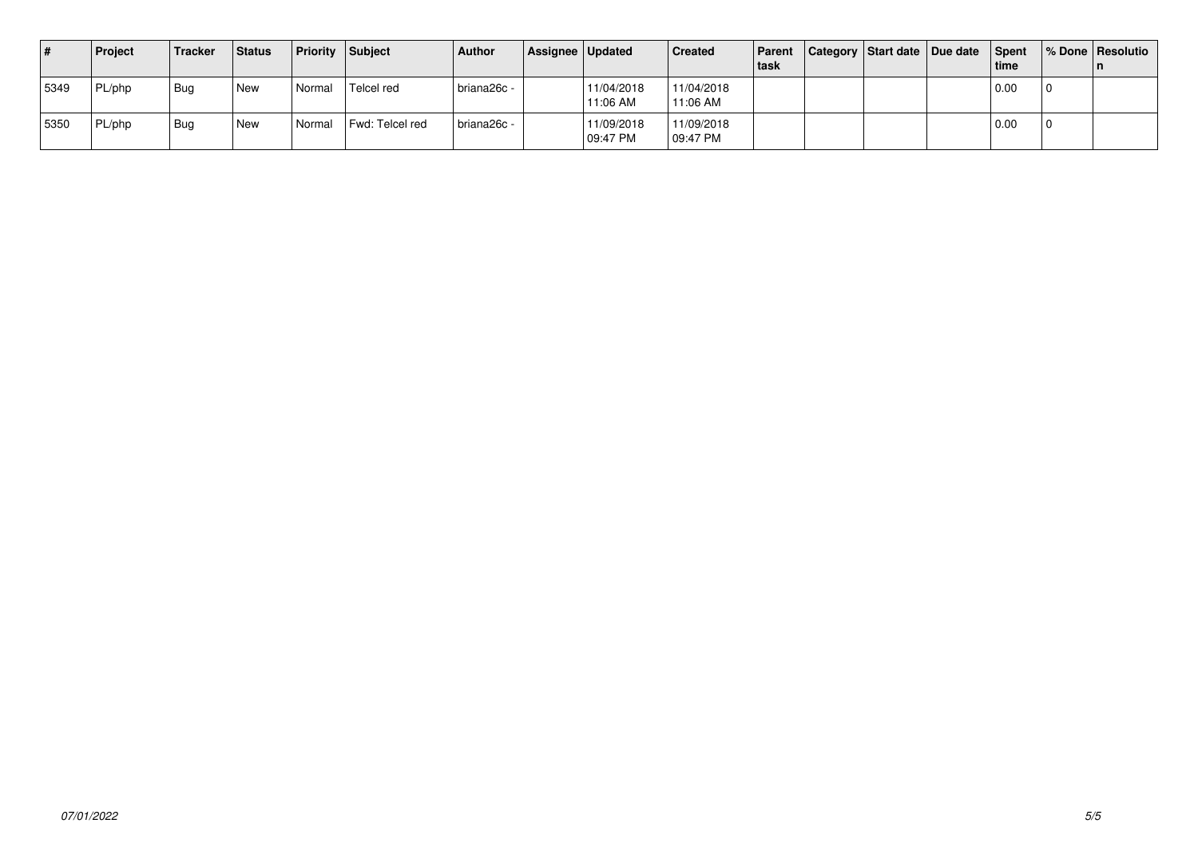| # | Project | Tracker | Status | Priority | Subject | Author | Assignee | Updated | Created | Parent task | Category | Start date | Due date | Spent time | % Done | Resolution |
|---|---|---|---|---|---|---|---|---|---|---|---|---|---|---|---|---|
| 5349 | PL/php | Bug | New | Normal | Telcel red | briana26c - | | 11/04/2018 11:06 AM | 11/04/2018 11:06 AM | | | | | 0.00 | 0 | |
| 5350 | PL/php | Bug | New | Normal | Fwd: Telcel red | briana26c - | | 11/09/2018 09:47 PM | 11/09/2018 09:47 PM | | | | | 0.00 | 0 | |